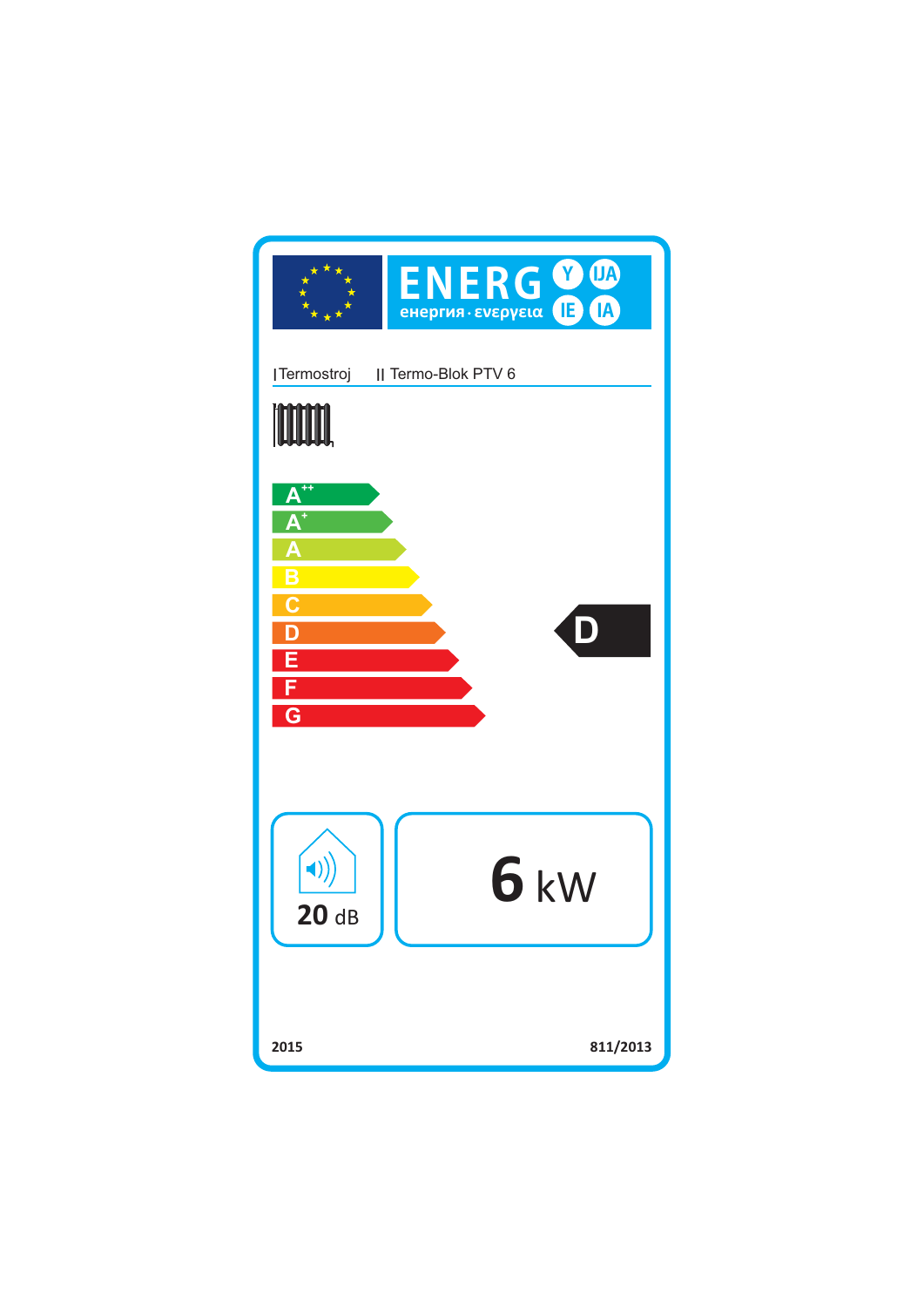ENERG Y IJA
енергия · ενεργεια IE IA

I Termostroj II Termo-Blok PTV 6

A++
A+
A
B
C
D
E
F
G

D

20 dB

6 kW

2015 811/2013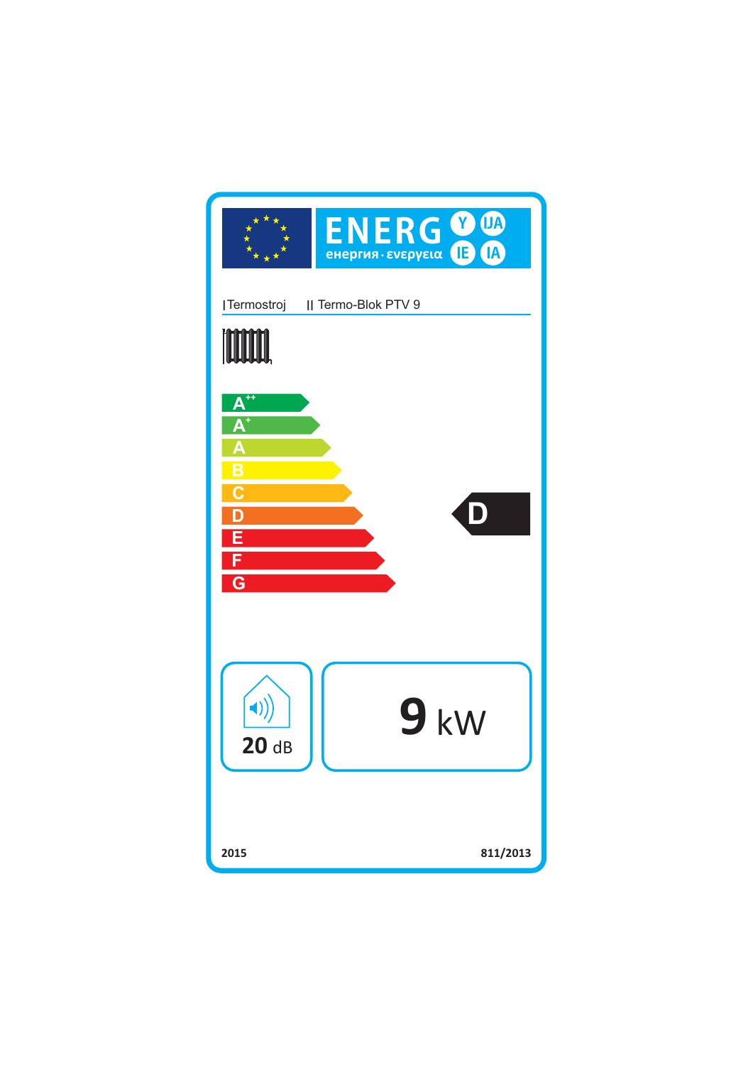ENERG Y IJA
енергия · ενεργεια IE IA

I Termostroj II Termo-Blok PTV 9

- A++
- A+
- A
- B
- C
- D
- E
- F
- G

**D**

20 dB

9 kW

2015

811/2013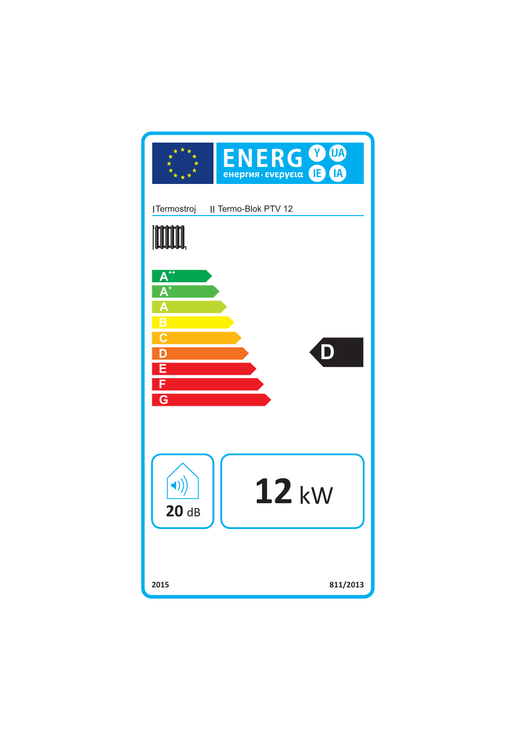ENERG Y IJA

енергия · ενεργεια IE IA

I Termostroj    II Termo-Blok PTV 12

A++

A+

A

B

C

D

E

F

G

D

20 dB

12 kW

2015    811/2013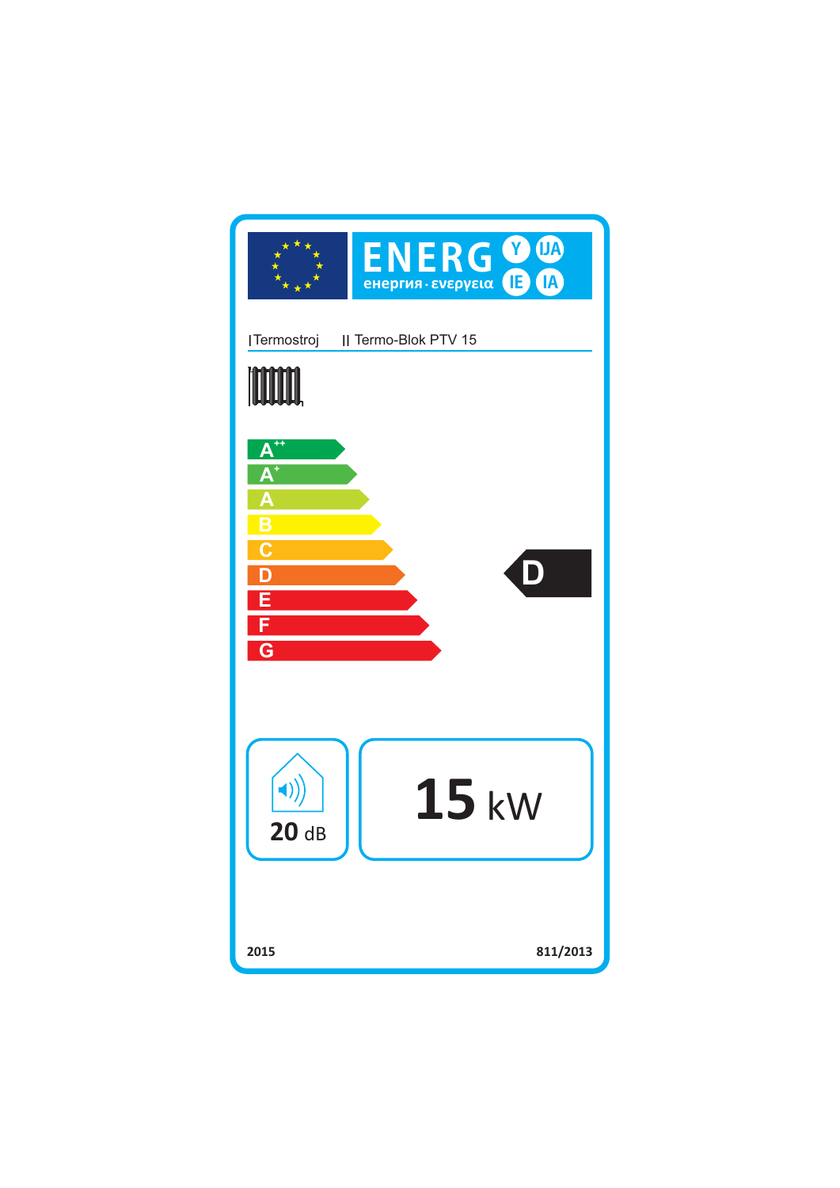ENERG Y IJA IE IA

енергия · ενεργεια

I Termostroj II Termo-Blok PTV 15

A++

A+

A

B

C

D

E

F

G

**D**

20 dB

**15** kW

2015

811/2013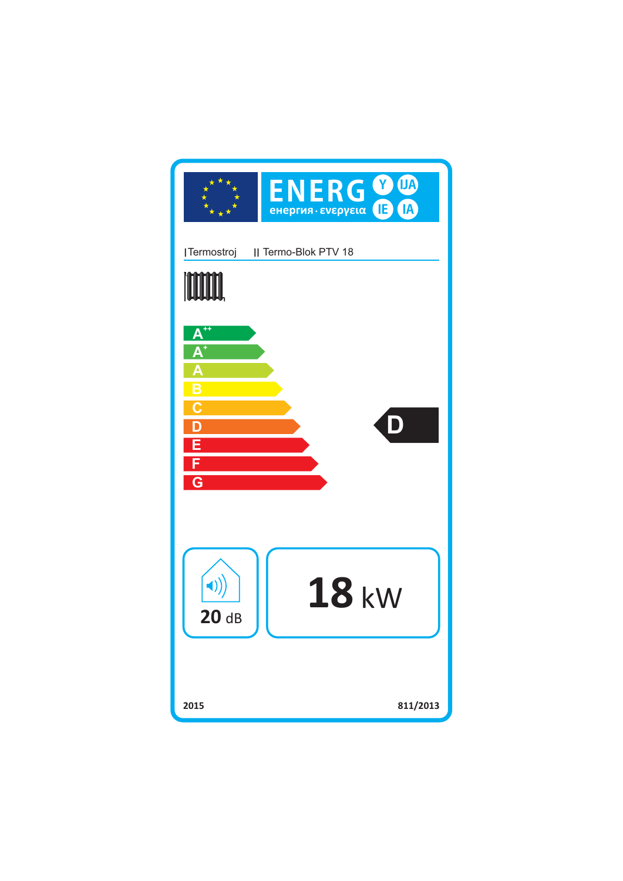ENERG Y IJA IE IA

енергия · ενεργεια

I Termostroj II Termo-Blok PTV 18

A++

A+

A

B

C

D

E

F

G

**D**

**20** dB

**18** kW

**2015** **811/2013**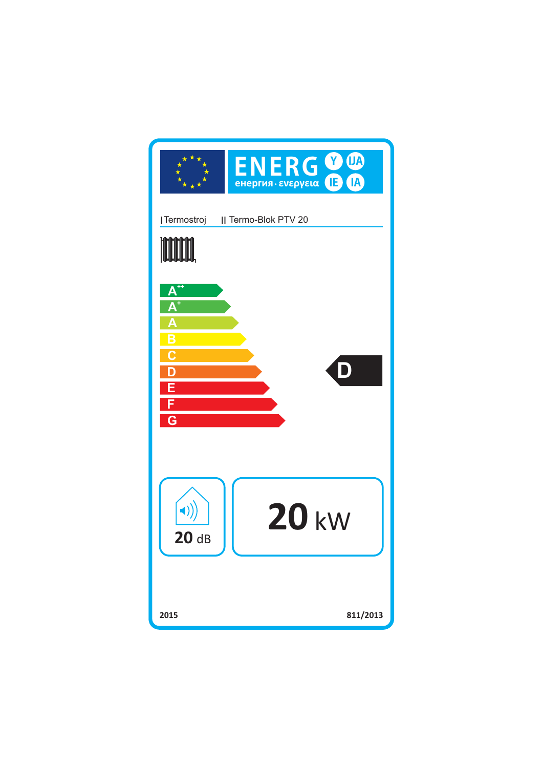ENERG Y IJA IE IA

енергия · ενεργεια

I Termostroj II Termo-Blok PTV 20

A++

A+

A

B

C

D

E

F

G

**D**

20 dB

**20** kW

2015 811/2013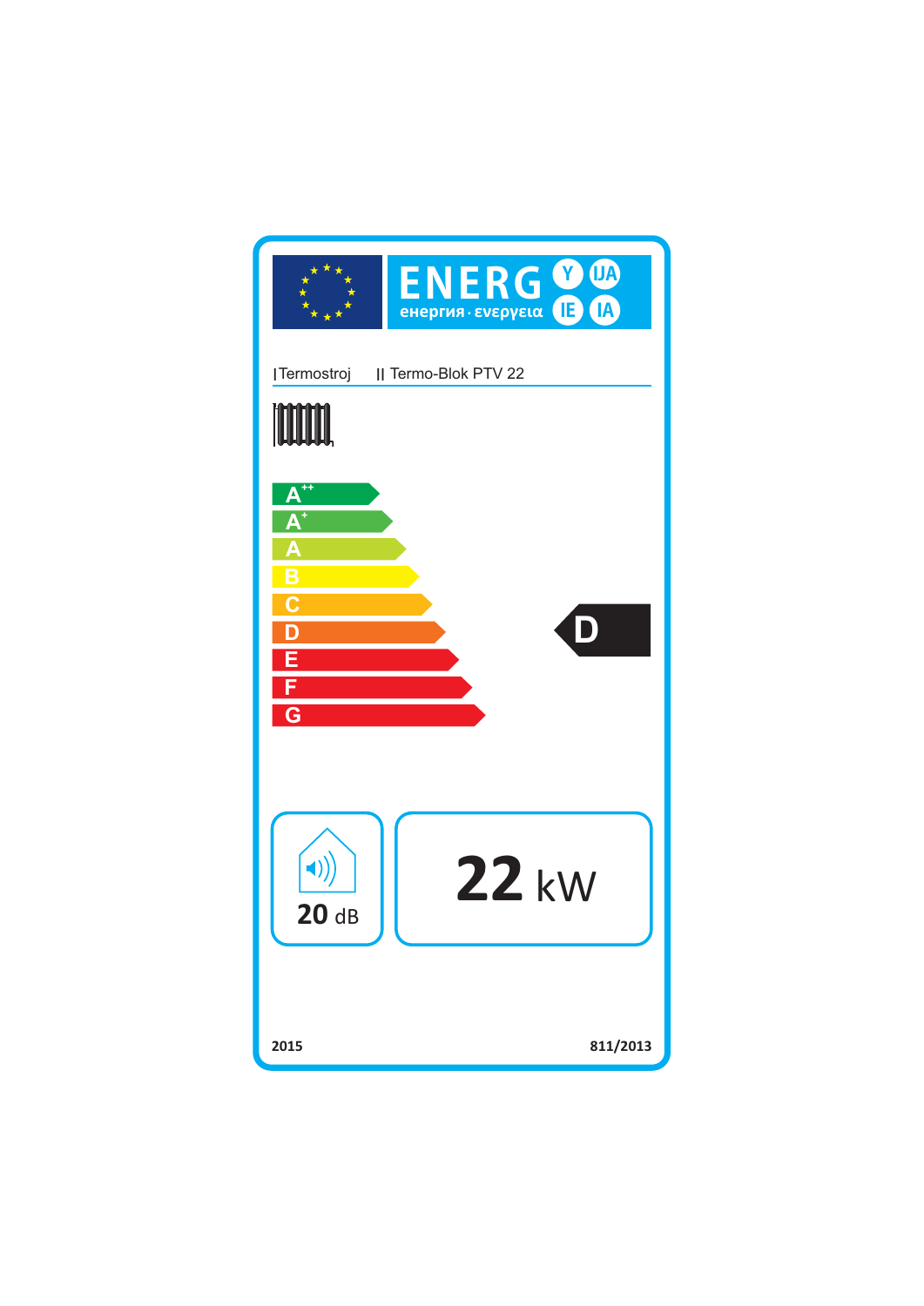ENERG Y IJA IE IA

енергия · ενεργεια

I Termostroj II Termo-Blok PTV 22

A++
A+
A
B
C
D
E
F
G

D

20 dB

22 kW

2015 811/2013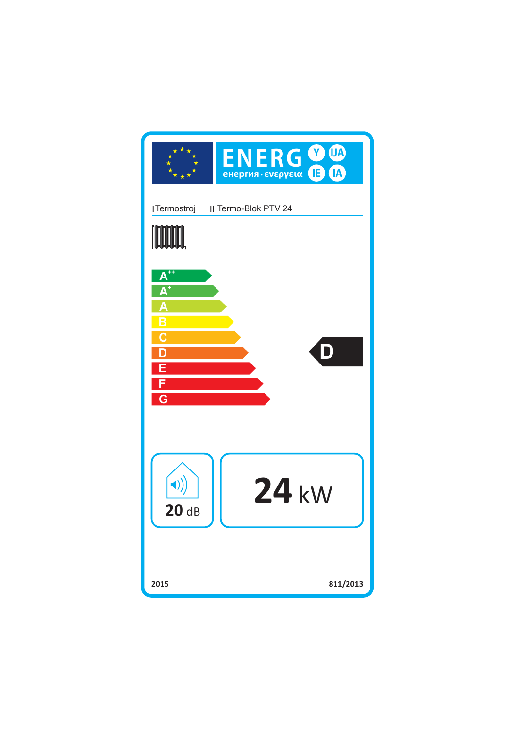ENERG Y IJA

енергия · ενεργεια IE IA

I Termostroj II Termo-Blok PTV 24

A++

A+

A

B

C

D

E

F

G

D

20 dB

24 kW

2015

811/2013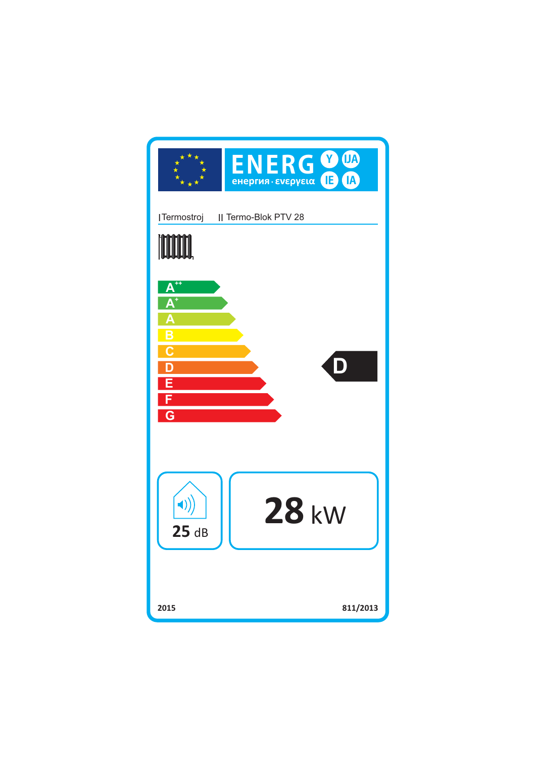ENERG Y IJA

енергия · ενεργεια IE IA

I Termostroj II Termo-Blok PTV 28

A++

A+

A

B

C

D

E

F

G

D

25 dB

28 kW

2015

811/2013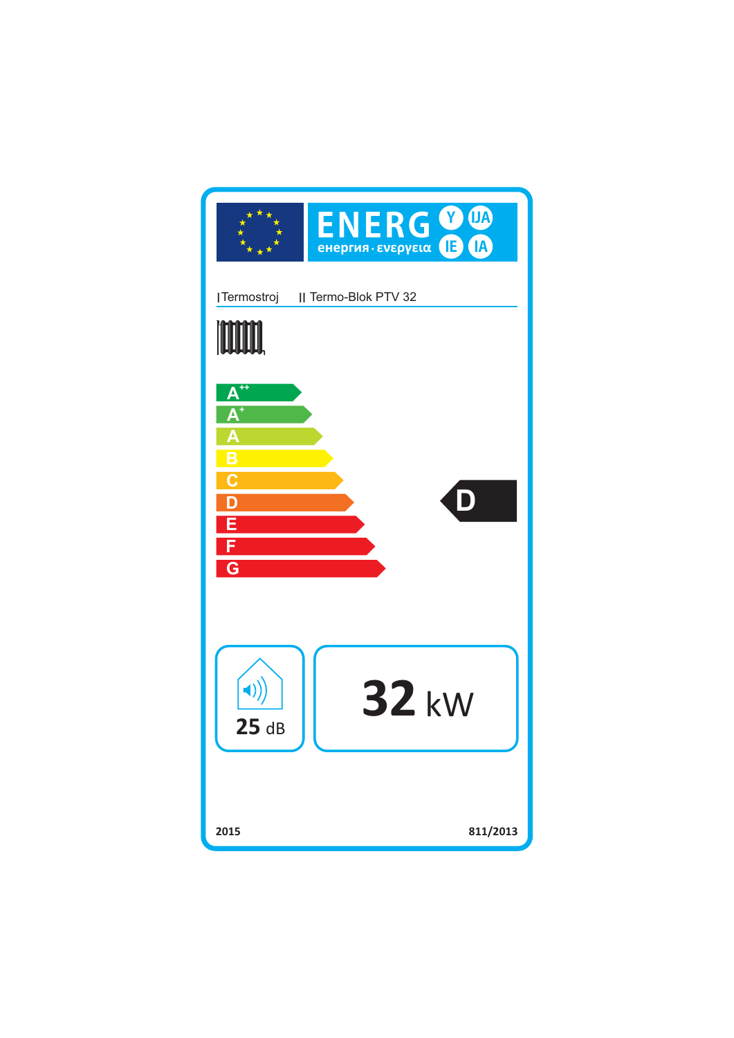ENERG Y IJA
енергия · ενεργεια IE IA

I Termostroj II Termo-Blok PTV 32

A++
A+
A
B
C
D
E
F
G

D

25 dB

32 kW

2015 811/2013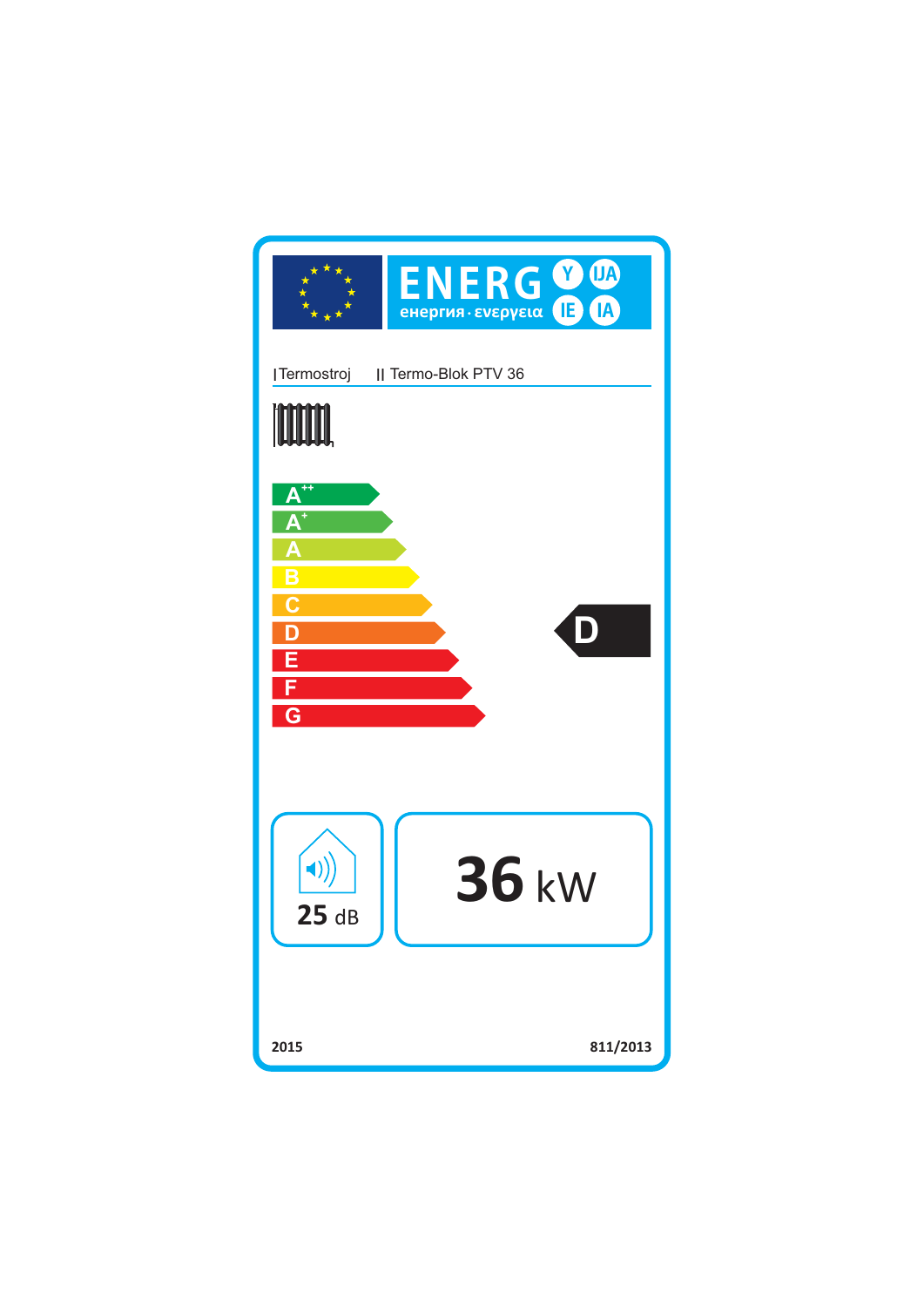**ENERG Y IJA**

енергия · ενεργεια **IE IA**

I Termostroj II Termo-Blok PTV 36

- A++
- A+
- A
- B
- C
- D
- E
- F
- G

**D**

25 dB

**36** kW

2015

811/2013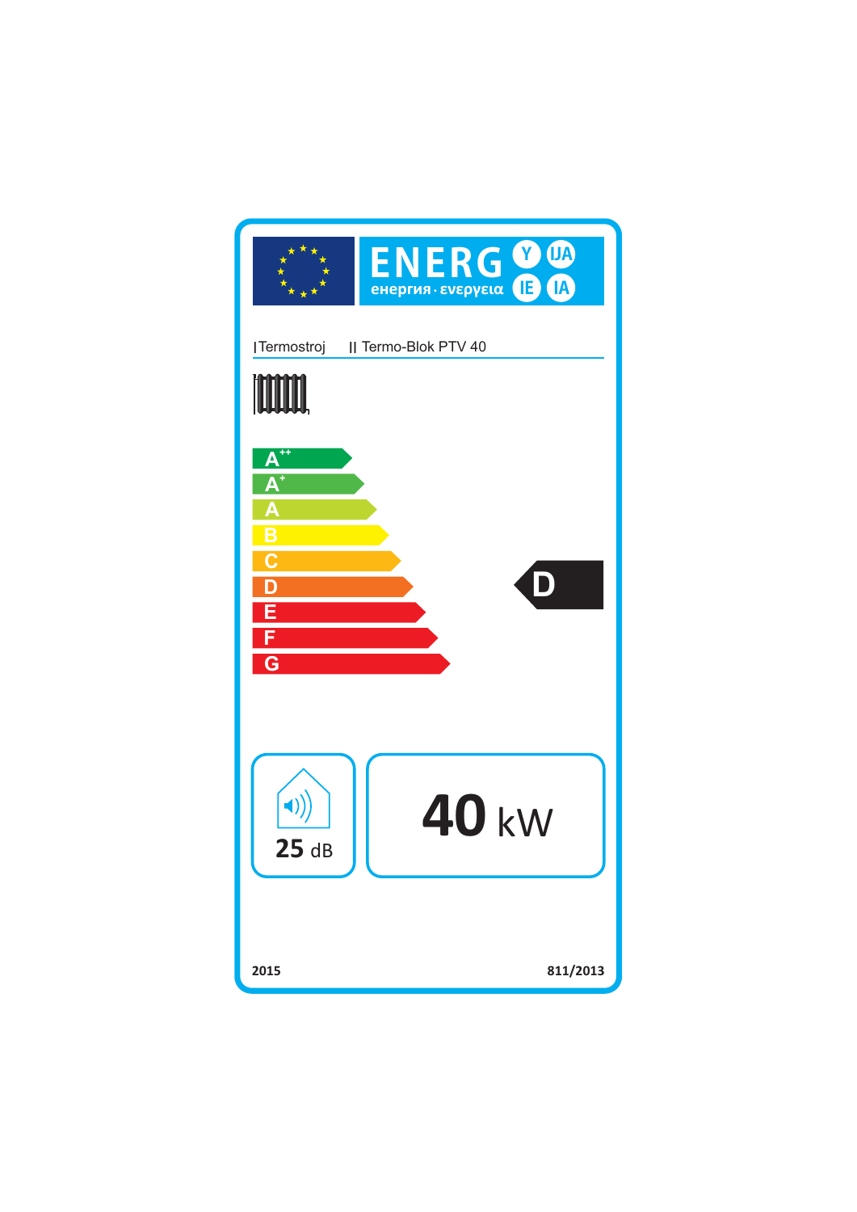ENERG Y IJA
енергия · ενεργεια IE IA

I Termostroj II Termo-Blok PTV 40

A++
A+
A
B
C
D
E
F
G

D

25 dB

40 kW

2015 811/2013